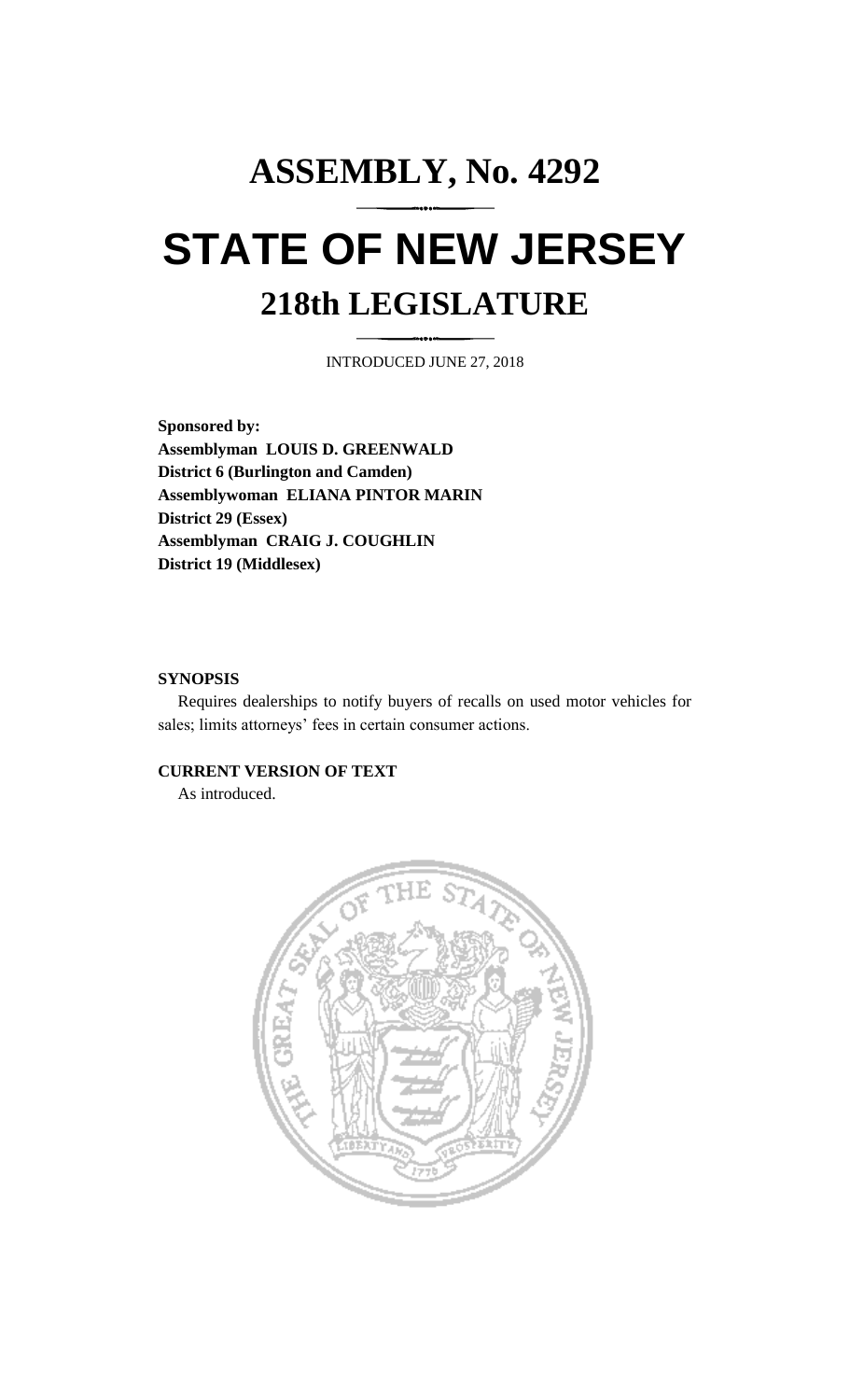# ASSEMBLY, No. 4292

# STATE OF NEW JERSEY

## 218th LEGISLATURE

INTRODUCED JUNE 27, 2018

**Sponsored by:**
**Assemblyman LOUIS D. GREENWALD**
**District 6 (Burlington and Camden)**
**Assemblywoman ELIANA PINTOR MARIN**
**District 29 (Essex)**
**Assemblyman CRAIG J. COUGHLIN**
**District 19 (Middlesex)**

**SYNOPSIS**

Requires dealerships to notify buyers of recalls on used motor vehicles for sales; limits attorneys' fees in certain consumer actions.

**CURRENT VERSION OF TEXT**

As introduced.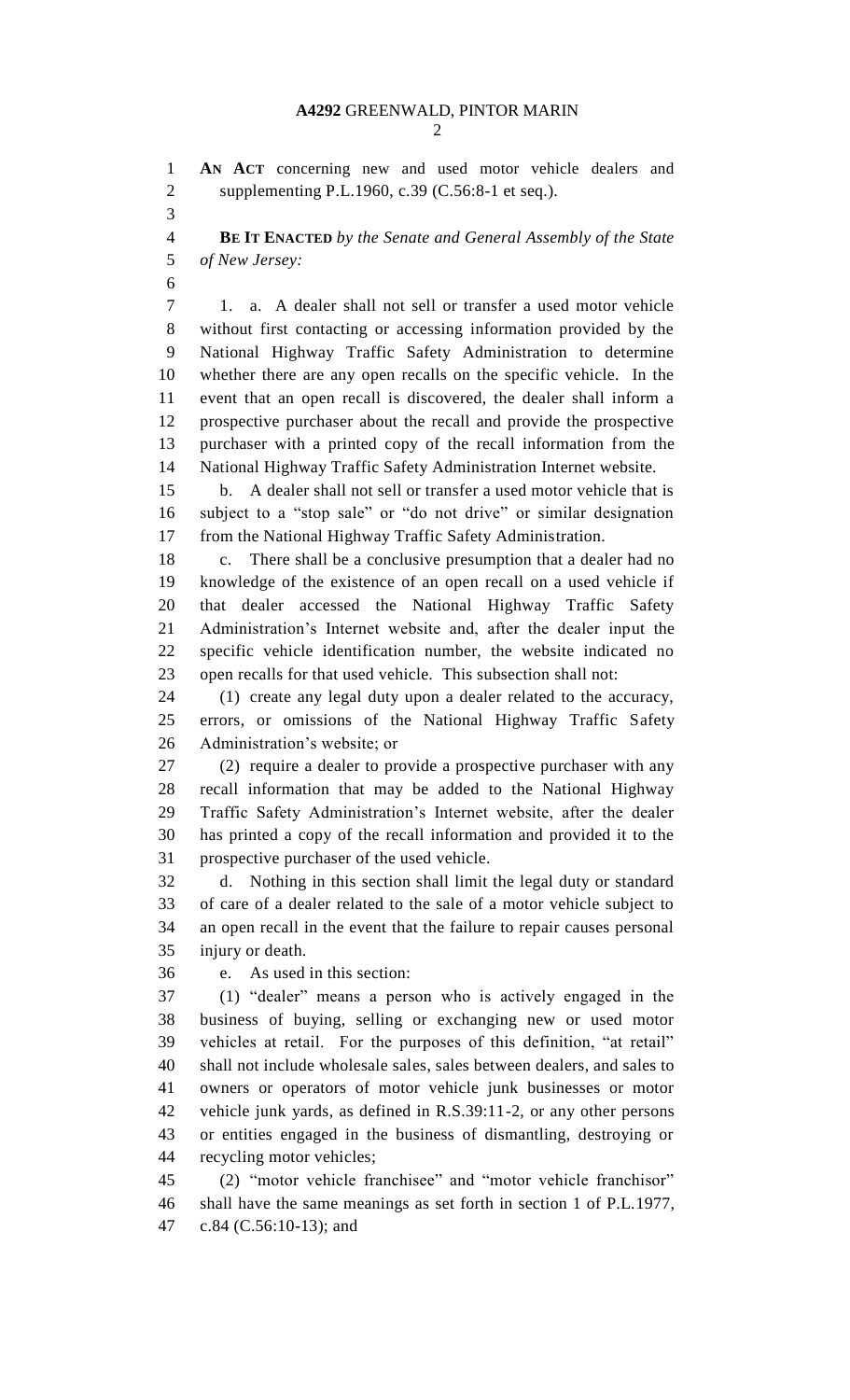**AN ACT** concerning new and used motor vehicle dealers and supplementing P.L.1960, c.39 (C.56:8-1 et seq.).

**BE IT ENACTED** *by the Senate and General Assembly of the State of New Jersey:*

1. a. A dealer shall not sell or transfer a used motor vehicle without first contacting or accessing information provided by the National Highway Traffic Safety Administration to determine whether there are any open recalls on the specific vehicle. In the event that an open recall is discovered, the dealer shall inform a prospective purchaser about the recall and provide the prospective purchaser with a printed copy of the recall information from the National Highway Traffic Safety Administration Internet website.

b. A dealer shall not sell or transfer a used motor vehicle that is subject to a "stop sale" or "do not drive" or similar designation from the National Highway Traffic Safety Administration.

c. There shall be a conclusive presumption that a dealer had no knowledge of the existence of an open recall on a used vehicle if that dealer accessed the National Highway Traffic Safety Administration's Internet website and, after the dealer input the specific vehicle identification number, the website indicated no open recalls for that used vehicle. This subsection shall not:

(1) create any legal duty upon a dealer related to the accuracy, errors, or omissions of the National Highway Traffic Safety Administration's website; or

(2) require a dealer to provide a prospective purchaser with any recall information that may be added to the National Highway Traffic Safety Administration's Internet website, after the dealer has printed a copy of the recall information and provided it to the prospective purchaser of the used vehicle.

d. Nothing in this section shall limit the legal duty or standard of care of a dealer related to the sale of a motor vehicle subject to an open recall in the event that the failure to repair causes personal injury or death.

e. As used in this section:

(1) "dealer" means a person who is actively engaged in the business of buying, selling or exchanging new or used motor vehicles at retail. For the purposes of this definition, "at retail" shall not include wholesale sales, sales between dealers, and sales to owners or operators of motor vehicle junk businesses or motor vehicle junk yards, as defined in R.S.39:11-2, or any other persons or entities engaged in the business of dismantling, destroying or recycling motor vehicles;

(2) "motor vehicle franchisee" and "motor vehicle franchisor" shall have the same meanings as set forth in section 1 of P.L.1977, c.84 (C.56:10-13); and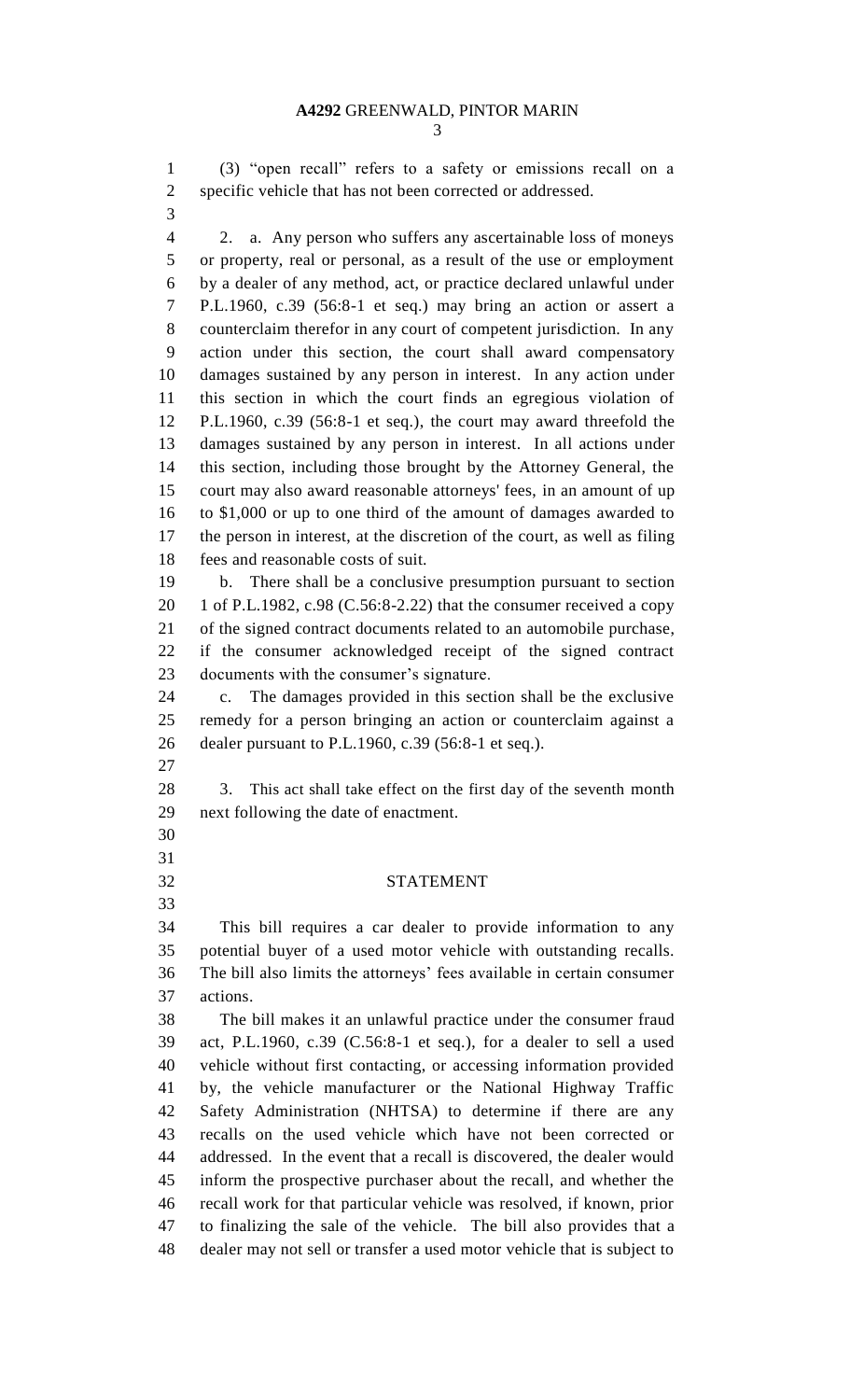(3) "open recall" refers to a safety or emissions recall on a specific vehicle that has not been corrected or addressed.

2. a. Any person who suffers any ascertainable loss of moneys or property, real or personal, as a result of the use or employment by a dealer of any method, act, or practice declared unlawful under P.L.1960, c.39 (56:8-1 et seq.) may bring an action or assert a counterclaim therefor in any court of competent jurisdiction. In any action under this section, the court shall award compensatory damages sustained by any person in interest. In any action under this section in which the court finds an egregious violation of P.L.1960, c.39 (56:8-1 et seq.), the court may award threefold the damages sustained by any person in interest. In all actions under this section, including those brought by the Attorney General, the court may also award reasonable attorneys' fees, in an amount of up to $1,000 or up to one third of the amount of damages awarded to the person in interest, at the discretion of the court, as well as filing fees and reasonable costs of suit.

b. There shall be a conclusive presumption pursuant to section 1 of P.L.1982, c.98 (C.56:8-2.22) that the consumer received a copy of the signed contract documents related to an automobile purchase, if the consumer acknowledged receipt of the signed contract documents with the consumer's signature.

c. The damages provided in this section shall be the exclusive remedy for a person bringing an action or counterclaim against a dealer pursuant to P.L.1960, c.39 (56:8-1 et seq.).

3. This act shall take effect on the first day of the seventh month next following the date of enactment.

## STATEMENT

This bill requires a car dealer to provide information to any potential buyer of a used motor vehicle with outstanding recalls. The bill also limits the attorneys' fees available in certain consumer actions.

The bill makes it an unlawful practice under the consumer fraud act, P.L.1960, c.39 (C.56:8-1 et seq.), for a dealer to sell a used vehicle without first contacting, or accessing information provided by, the vehicle manufacturer or the National Highway Traffic Safety Administration (NHTSA) to determine if there are any recalls on the used vehicle which have not been corrected or addressed. In the event that a recall is discovered, the dealer would inform the prospective purchaser about the recall, and whether the recall work for that particular vehicle was resolved, if known, prior to finalizing the sale of the vehicle. The bill also provides that a dealer may not sell or transfer a used motor vehicle that is subject to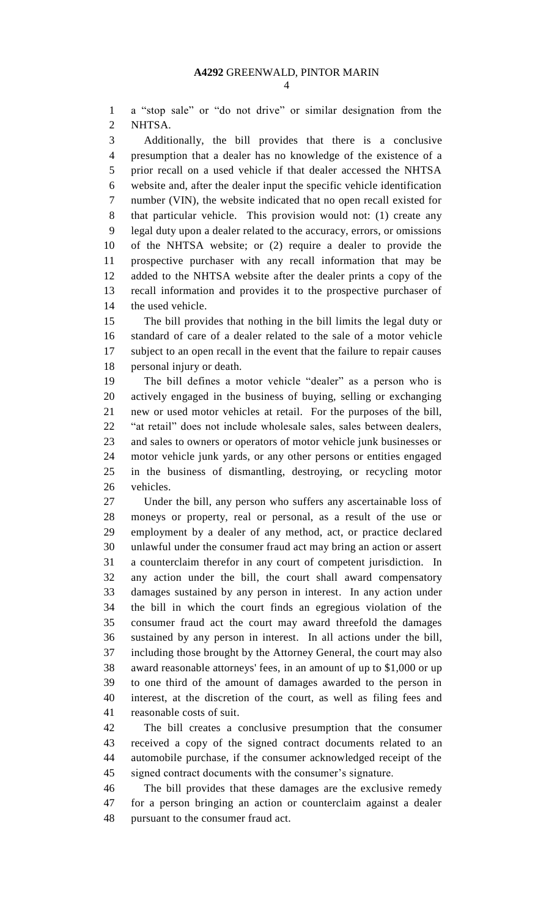a "stop sale" or "do not drive" or similar designation from the NHTSA.

Additionally, the bill provides that there is a conclusive presumption that a dealer has no knowledge of the existence of a prior recall on a used vehicle if that dealer accessed the NHTSA website and, after the dealer input the specific vehicle identification number (VIN), the website indicated that no open recall existed for that particular vehicle. This provision would not: (1) create any legal duty upon a dealer related to the accuracy, errors, or omissions of the NHTSA website; or (2) require a dealer to provide the prospective purchaser with any recall information that may be added to the NHTSA website after the dealer prints a copy of the recall information and provides it to the prospective purchaser of the used vehicle.

The bill provides that nothing in the bill limits the legal duty or standard of care of a dealer related to the sale of a motor vehicle subject to an open recall in the event that the failure to repair causes personal injury or death.

The bill defines a motor vehicle "dealer" as a person who is actively engaged in the business of buying, selling or exchanging new or used motor vehicles at retail. For the purposes of the bill, "at retail" does not include wholesale sales, sales between dealers, and sales to owners or operators of motor vehicle junk businesses or motor vehicle junk yards, or any other persons or entities engaged in the business of dismantling, destroying, or recycling motor vehicles.

Under the bill, any person who suffers any ascertainable loss of moneys or property, real or personal, as a result of the use or employment by a dealer of any method, act, or practice declared unlawful under the consumer fraud act may bring an action or assert a counterclaim therefor in any court of competent jurisdiction. In any action under the bill, the court shall award compensatory damages sustained by any person in interest. In any action under the bill in which the court finds an egregious violation of the consumer fraud act the court may award threefold the damages sustained by any person in interest. In all actions under the bill, including those brought by the Attorney General, the court may also award reasonable attorneys' fees, in an amount of up to $1,000 or up to one third of the amount of damages awarded to the person in interest, at the discretion of the court, as well as filing fees and reasonable costs of suit.

The bill creates a conclusive presumption that the consumer received a copy of the signed contract documents related to an automobile purchase, if the consumer acknowledged receipt of the signed contract documents with the consumer's signature.

The bill provides that these damages are the exclusive remedy for a person bringing an action or counterclaim against a dealer pursuant to the consumer fraud act.